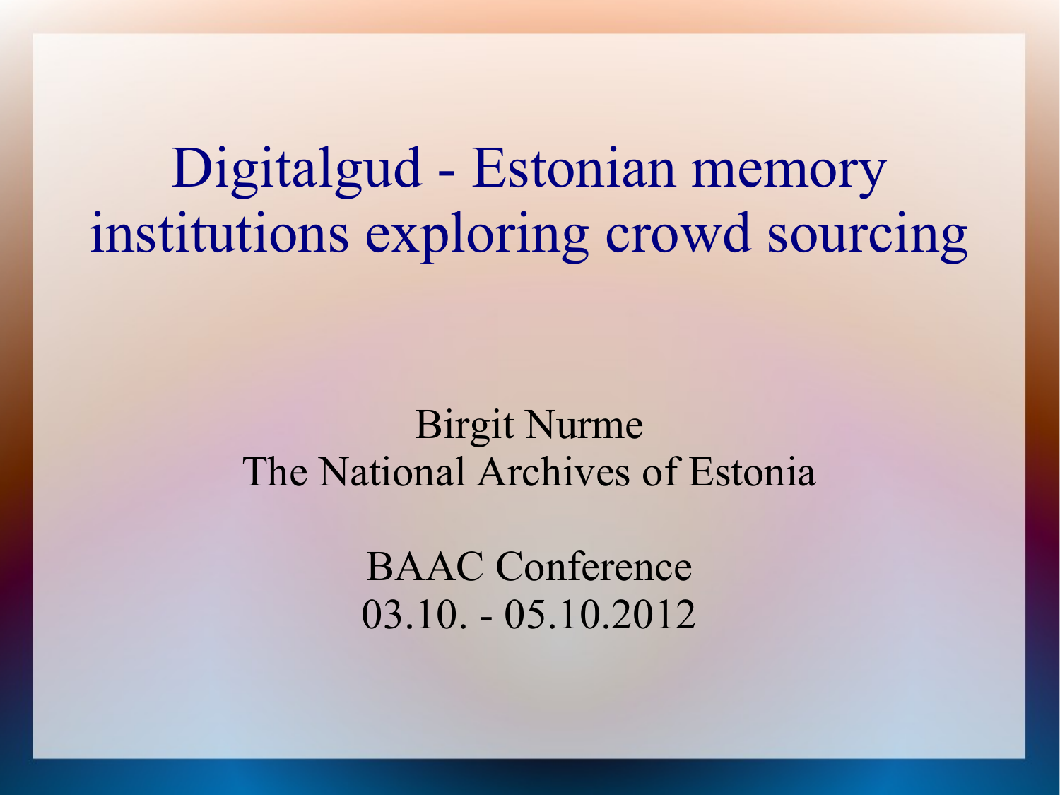# Digitalgud - Estonian memory institutions exploring crowd sourcing

Birgit Nurme
The National Archives of Estonia

BAAC Conference
03.10. - 05.10.2012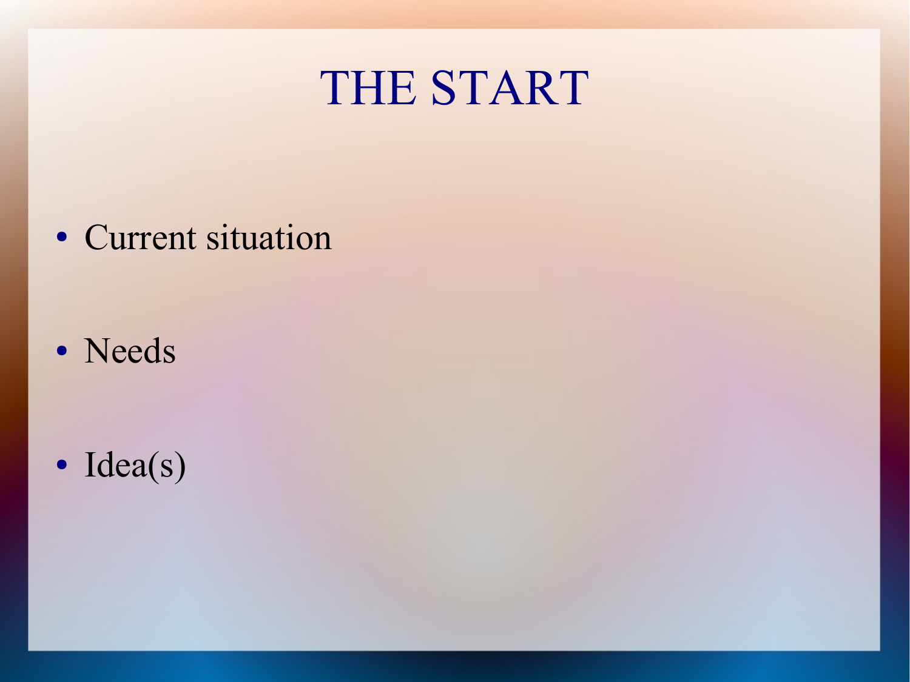# THE START

- Current situation
- Needs
- Idea(s)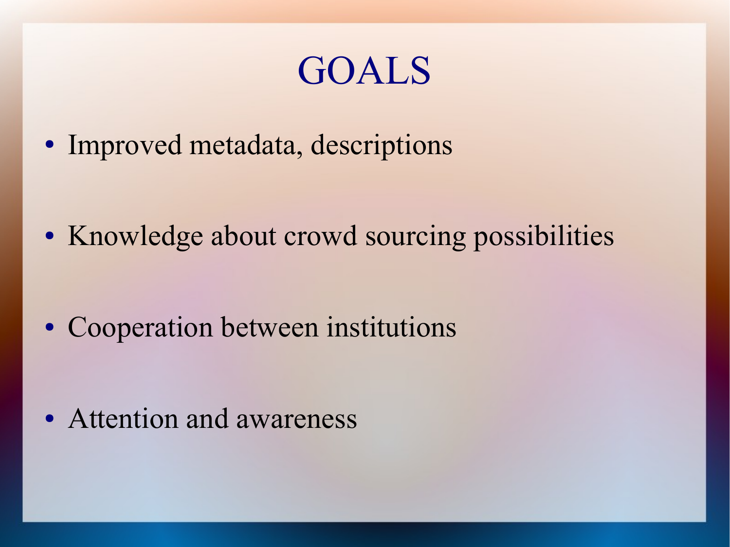# GOALS

- Improved metadata, descriptions
- Knowledge about crowd sourcing possibilities
- Cooperation between institutions
- Attention and awareness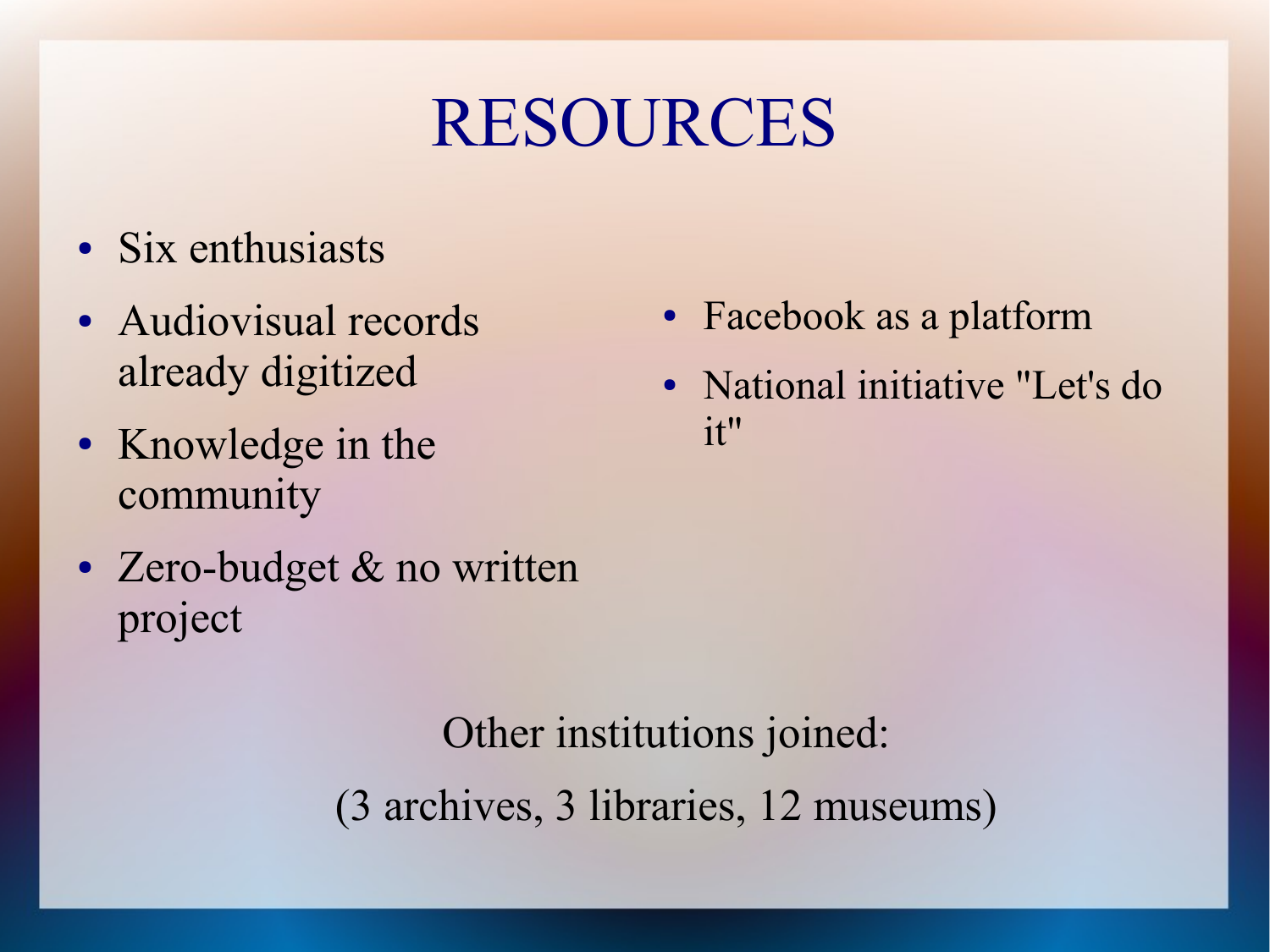# RESOURCES

- Six enthusiasts
- Audiovisual records already digitized
- Knowledge in the community
- Zero-budget & no written project
- Facebook as a platform
- National initiative "Let's do it"

Other institutions joined:

(3 archives, 3 libraries, 12 museums)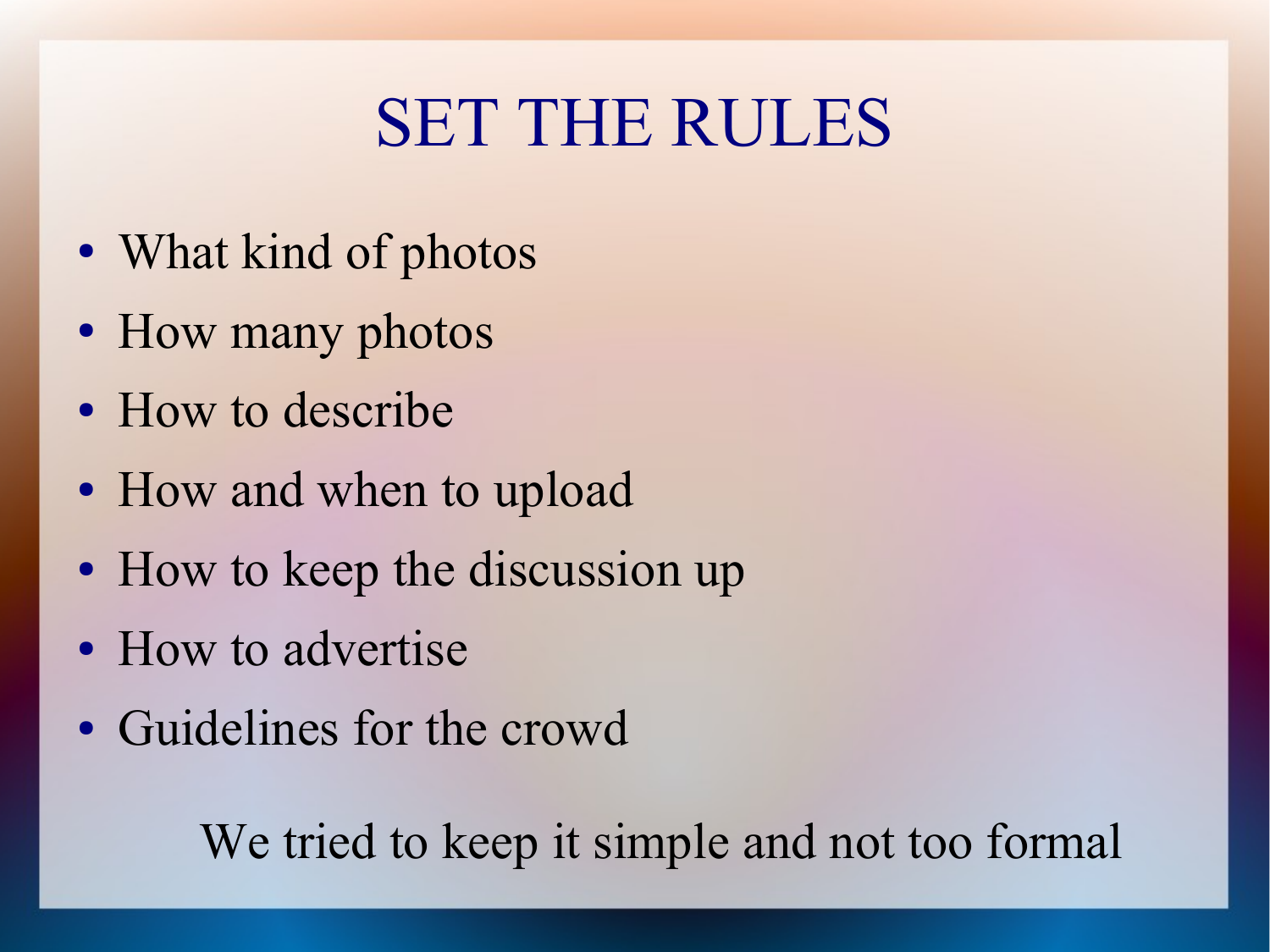# SET THE RULES

- What kind of photos
- How many photos
- How to describe
- How and when to upload
- How to keep the discussion up
- How to advertise
- Guidelines for the crowd

We tried to keep it simple and not too formal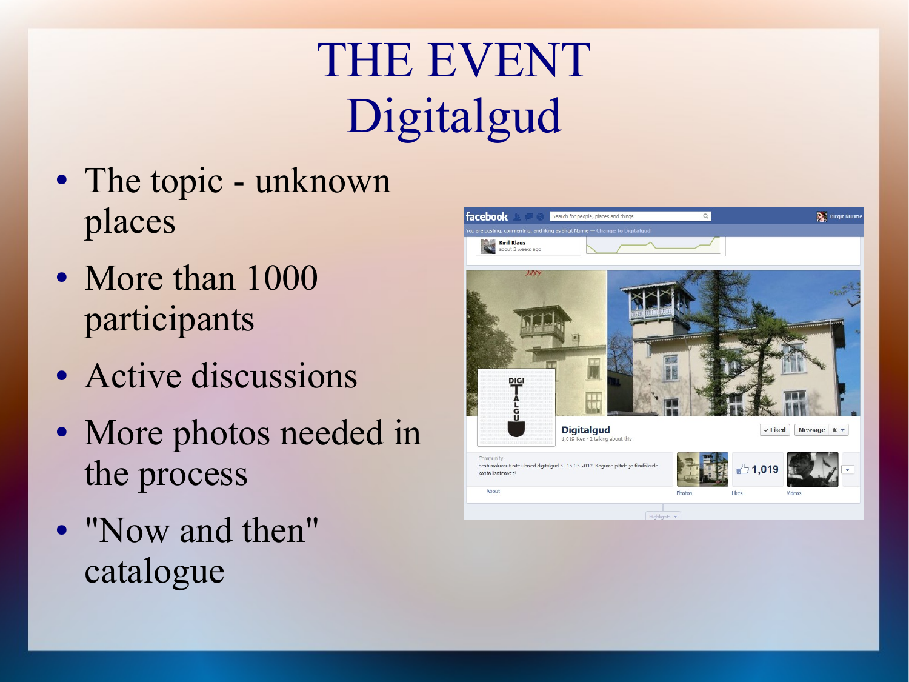# THE EVENT
# Digitalgud

- The topic - unknown places
- More than 1000 participants
- Active discussions
- More photos needed in the process
- "Now and then" catalogue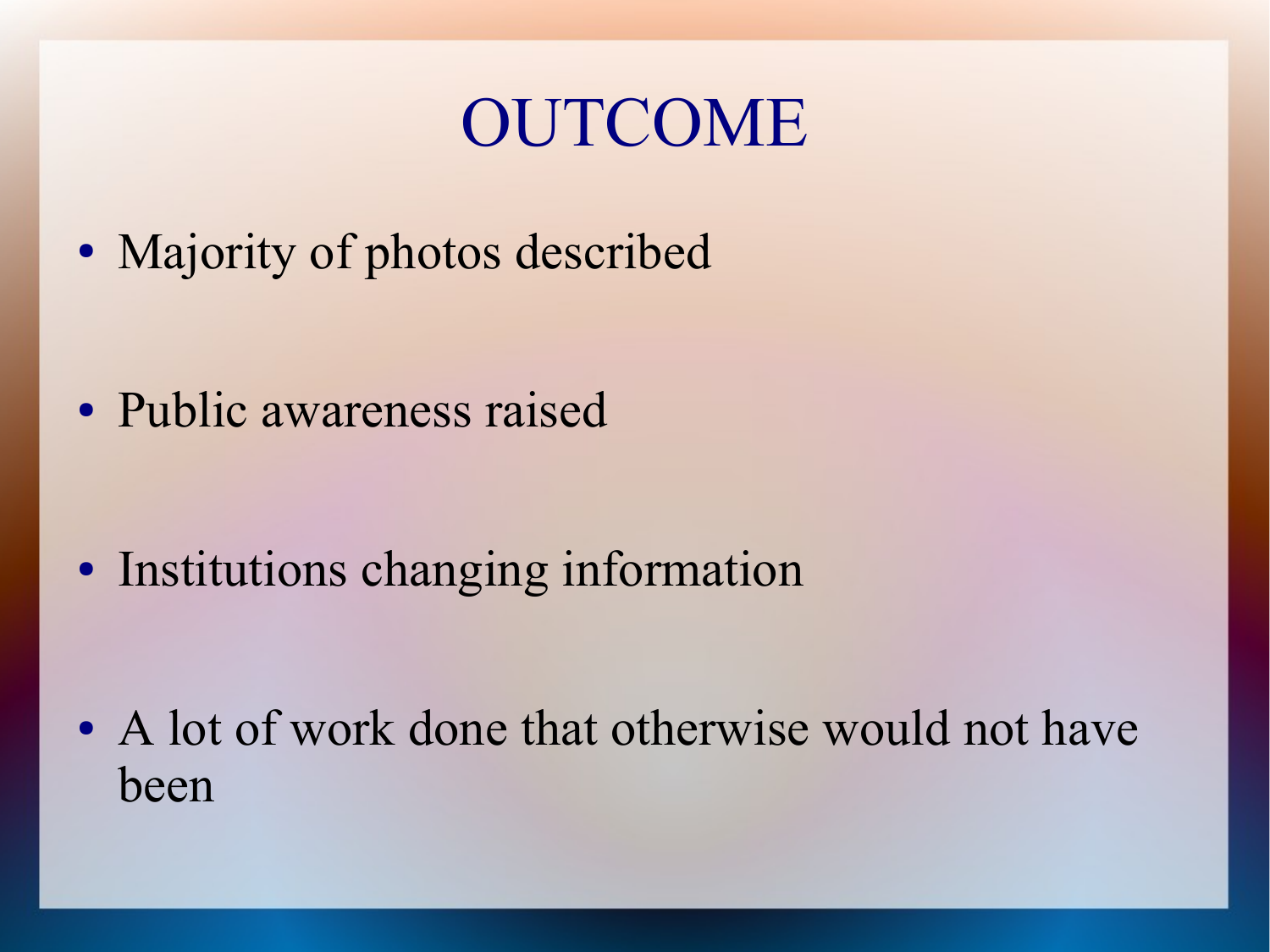# OUTCOME

- Majority of photos described
- Public awareness raised
- Institutions changing information
- A lot of work done that otherwise would not have been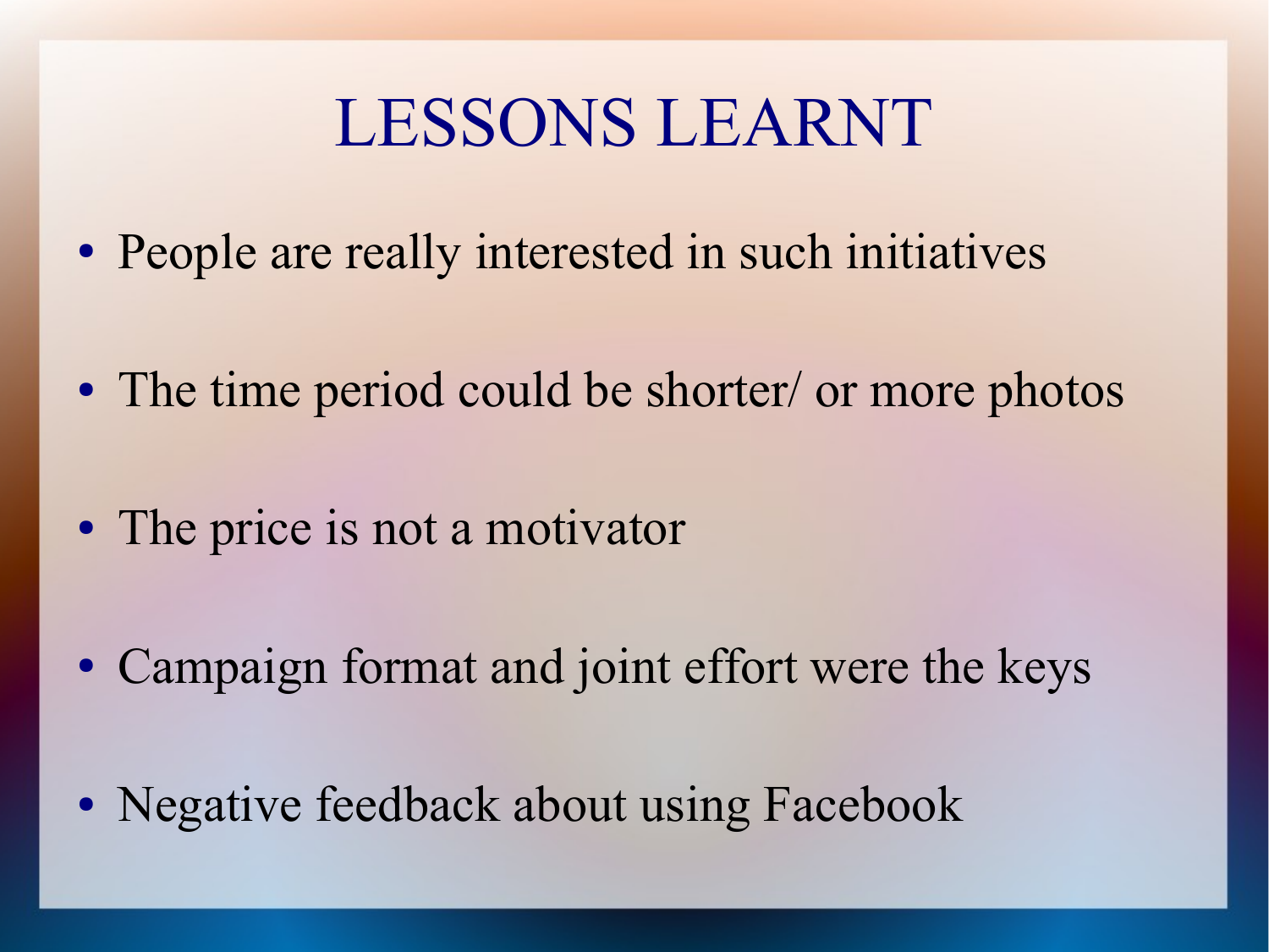# LESSONS LEARNT

- People are really interested in such initiatives
- The time period could be shorter/ or more photos
- The price is not a motivator
- Campaign format and joint effort were the keys
- Negative feedback about using Facebook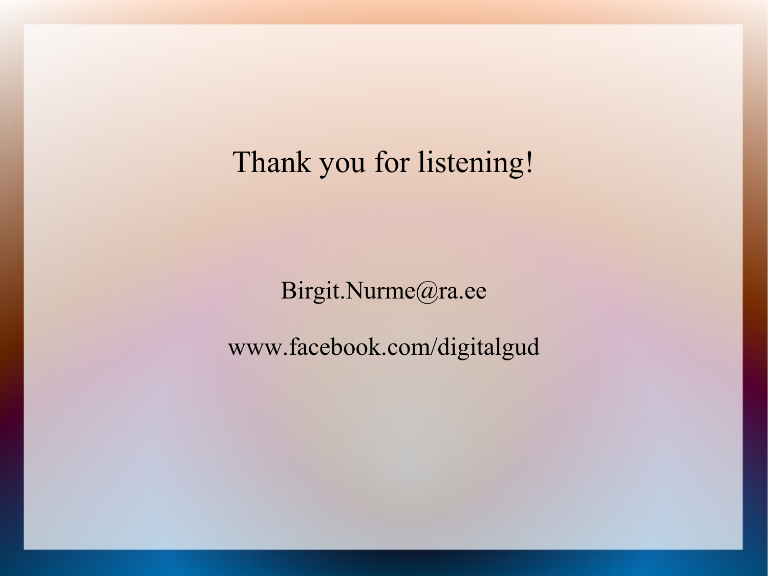Thank you for listening!

Birgit.Nurme@ra.ee

www.facebook.com/digitalgud